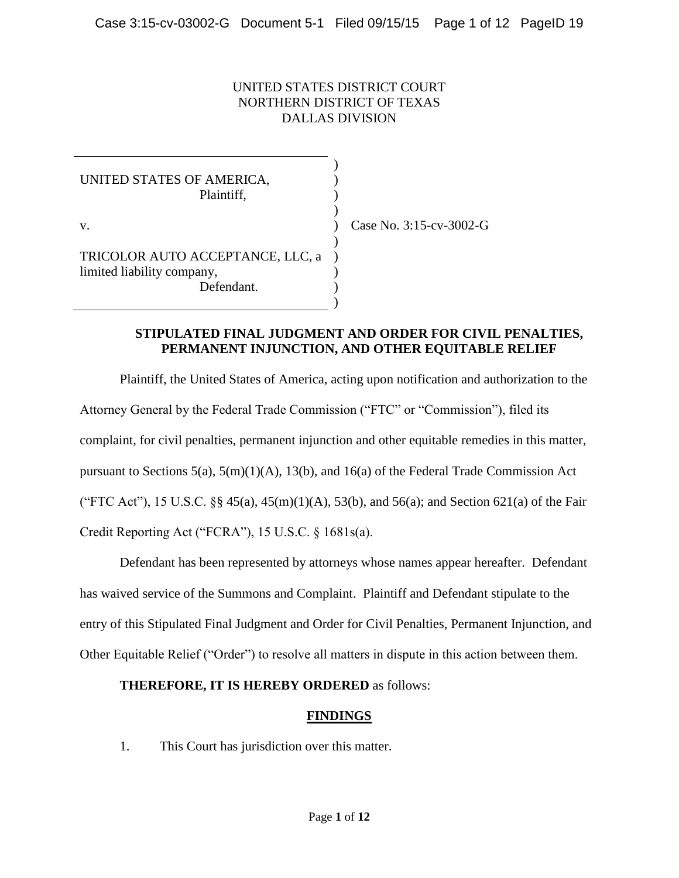UNITED STATES DISTRICT COURT
NORTHERN DISTRICT OF TEXAS
DALLAS DIVISION

UNITED STATES OF AMERICA,
Plaintiff,

v.

TRICOLOR AUTO ACCEPTANCE, LLC, a limited liability company,
Defendant.

Case No. 3:15-cv-3002-G

**STIPULATED FINAL JUDGMENT AND ORDER FOR CIVIL PENALTIES, PERMANENT INJUNCTION, AND OTHER EQUITABLE RELIEF**

Plaintiff, the United States of America, acting upon notification and authorization to the Attorney General by the Federal Trade Commission ("FTC" or "Commission"), filed its complaint, for civil penalties, permanent injunction and other equitable remedies in this matter, pursuant to Sections 5(a), 5(m)(1)(A), 13(b), and 16(a) of the Federal Trade Commission Act ("FTC Act"), 15 U.S.C. §§ 45(a), 45(m)(1)(A), 53(b), and 56(a); and Section 621(a) of the Fair Credit Reporting Act ("FCRA"), 15 U.S.C. § 1681s(a).

Defendant has been represented by attorneys whose names appear hereafter. Defendant has waived service of the Summons and Complaint. Plaintiff and Defendant stipulate to the entry of this Stipulated Final Judgment and Order for Civil Penalties, Permanent Injunction, and Other Equitable Relief ("Order") to resolve all matters in dispute in this action between them.

**THEREFORE, IT IS HEREBY ORDERED** as follows:

## FINDINGS

1. This Court has jurisdiction over this matter.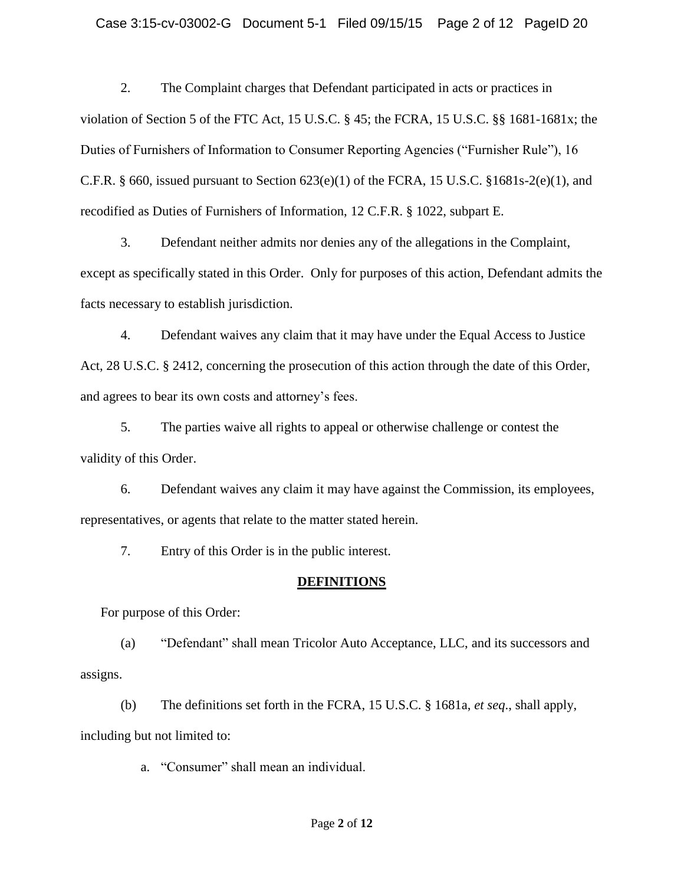2. The Complaint charges that Defendant participated in acts or practices in violation of Section 5 of the FTC Act, 15 U.S.C. § 45; the FCRA, 15 U.S.C. §§ 1681-1681x; the Duties of Furnishers of Information to Consumer Reporting Agencies ("Furnisher Rule"), 16 C.F.R. § 660, issued pursuant to Section 623(e)(1) of the FCRA, 15 U.S.C. §1681s-2(e)(1), and recodified as Duties of Furnishers of Information, 12 C.F.R. § 1022, subpart E.

3. Defendant neither admits nor denies any of the allegations in the Complaint, except as specifically stated in this Order. Only for purposes of this action, Defendant admits the facts necessary to establish jurisdiction.

4. Defendant waives any claim that it may have under the Equal Access to Justice Act, 28 U.S.C. § 2412, concerning the prosecution of this action through the date of this Order, and agrees to bear its own costs and attorney's fees.

5. The parties waive all rights to appeal or otherwise challenge or contest the validity of this Order.

6. Defendant waives any claim it may have against the Commission, its employees, representatives, or agents that relate to the matter stated herein.

7. Entry of this Order is in the public interest.

## DEFINITIONS

For purpose of this Order:

(a) "Defendant" shall mean Tricolor Auto Acceptance, LLC, and its successors and assigns.

(b) The definitions set forth in the FCRA, 15 U.S.C. § 1681a, *et seq.*, shall apply, including but not limited to:

a. "Consumer" shall mean an individual.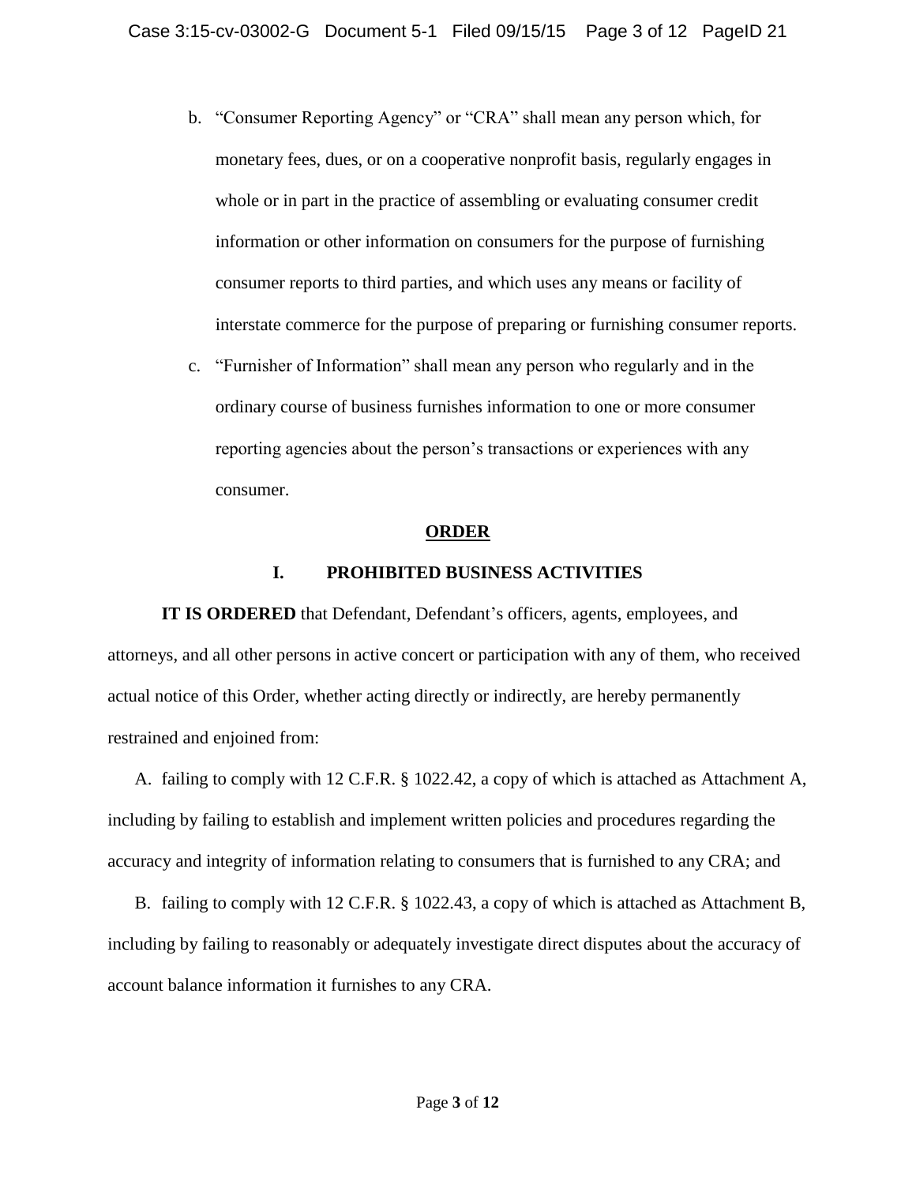b. "Consumer Reporting Agency" or "CRA" shall mean any person which, for monetary fees, dues, or on a cooperative nonprofit basis, regularly engages in whole or in part in the practice of assembling or evaluating consumer credit information or other information on consumers for the purpose of furnishing consumer reports to third parties, and which uses any means or facility of interstate commerce for the purpose of preparing or furnishing consumer reports.

c. "Furnisher of Information" shall mean any person who regularly and in the ordinary course of business furnishes information to one or more consumer reporting agencies about the person's transactions or experiences with any consumer.

## ORDER

### I. PROHIBITED BUSINESS ACTIVITIES

**IT IS ORDERED** that Defendant, Defendant's officers, agents, employees, and attorneys, and all other persons in active concert or participation with any of them, who received actual notice of this Order, whether acting directly or indirectly, are hereby permanently restrained and enjoined from:

A. failing to comply with 12 C.F.R. § 1022.42, a copy of which is attached as Attachment A, including by failing to establish and implement written policies and procedures regarding the accuracy and integrity of information relating to consumers that is furnished to any CRA; and

B. failing to comply with 12 C.F.R. § 1022.43, a copy of which is attached as Attachment B, including by failing to reasonably or adequately investigate direct disputes about the accuracy of account balance information it furnishes to any CRA.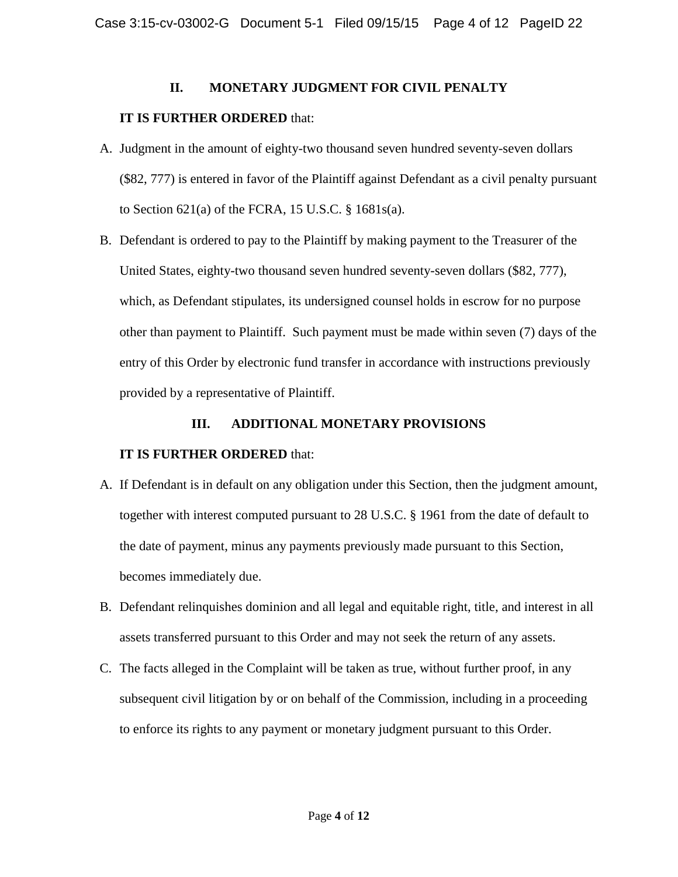## II. MONETARY JUDGMENT FOR CIVIL PENALTY

**IT IS FURTHER ORDERED** that:

A. Judgment in the amount of eighty-two thousand seven hundred seventy-seven dollars ($82, 777) is entered in favor of the Plaintiff against Defendant as a civil penalty pursuant to Section 621(a) of the FCRA, 15 U.S.C. § 1681s(a).

B. Defendant is ordered to pay to the Plaintiff by making payment to the Treasurer of the United States, eighty-two thousand seven hundred seventy-seven dollars ($82, 777), which, as Defendant stipulates, its undersigned counsel holds in escrow for no purpose other than payment to Plaintiff. Such payment must be made within seven (7) days of the entry of this Order by electronic fund transfer in accordance with instructions previously provided by a representative of Plaintiff.

## III. ADDITIONAL MONETARY PROVISIONS

**IT IS FURTHER ORDERED** that:

A. If Defendant is in default on any obligation under this Section, then the judgment amount, together with interest computed pursuant to 28 U.S.C. § 1961 from the date of default to the date of payment, minus any payments previously made pursuant to this Section, becomes immediately due.

B. Defendant relinquishes dominion and all legal and equitable right, title, and interest in all assets transferred pursuant to this Order and may not seek the return of any assets.

C. The facts alleged in the Complaint will be taken as true, without further proof, in any subsequent civil litigation by or on behalf of the Commission, including in a proceeding to enforce its rights to any payment or monetary judgment pursuant to this Order.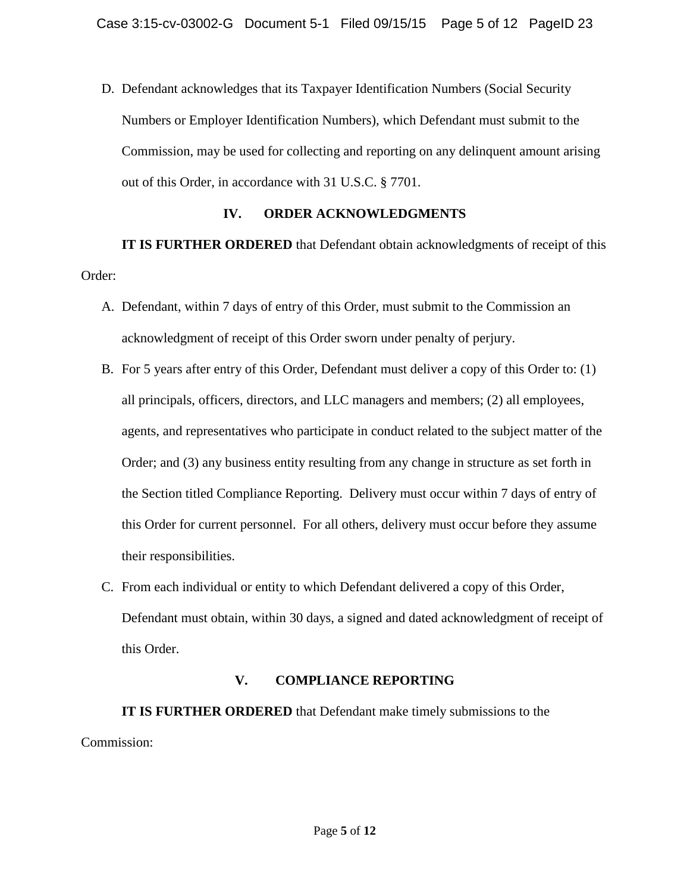D. Defendant acknowledges that its Taxpayer Identification Numbers (Social Security Numbers or Employer Identification Numbers), which Defendant must submit to the Commission, may be used for collecting and reporting on any delinquent amount arising out of this Order, in accordance with 31 U.S.C. § 7701.

## IV. ORDER ACKNOWLEDGMENTS

**IT IS FURTHER ORDERED** that Defendant obtain acknowledgments of receipt of this Order:

A. Defendant, within 7 days of entry of this Order, must submit to the Commission an acknowledgment of receipt of this Order sworn under penalty of perjury.

B. For 5 years after entry of this Order, Defendant must deliver a copy of this Order to: (1) all principals, officers, directors, and LLC managers and members; (2) all employees, agents, and representatives who participate in conduct related to the subject matter of the Order; and (3) any business entity resulting from any change in structure as set forth in the Section titled Compliance Reporting. Delivery must occur within 7 days of entry of this Order for current personnel. For all others, delivery must occur before they assume their responsibilities.

C. From each individual or entity to which Defendant delivered a copy of this Order, Defendant must obtain, within 30 days, a signed and dated acknowledgment of receipt of this Order.

## V. COMPLIANCE REPORTING

**IT IS FURTHER ORDERED** that Defendant make timely submissions to the Commission: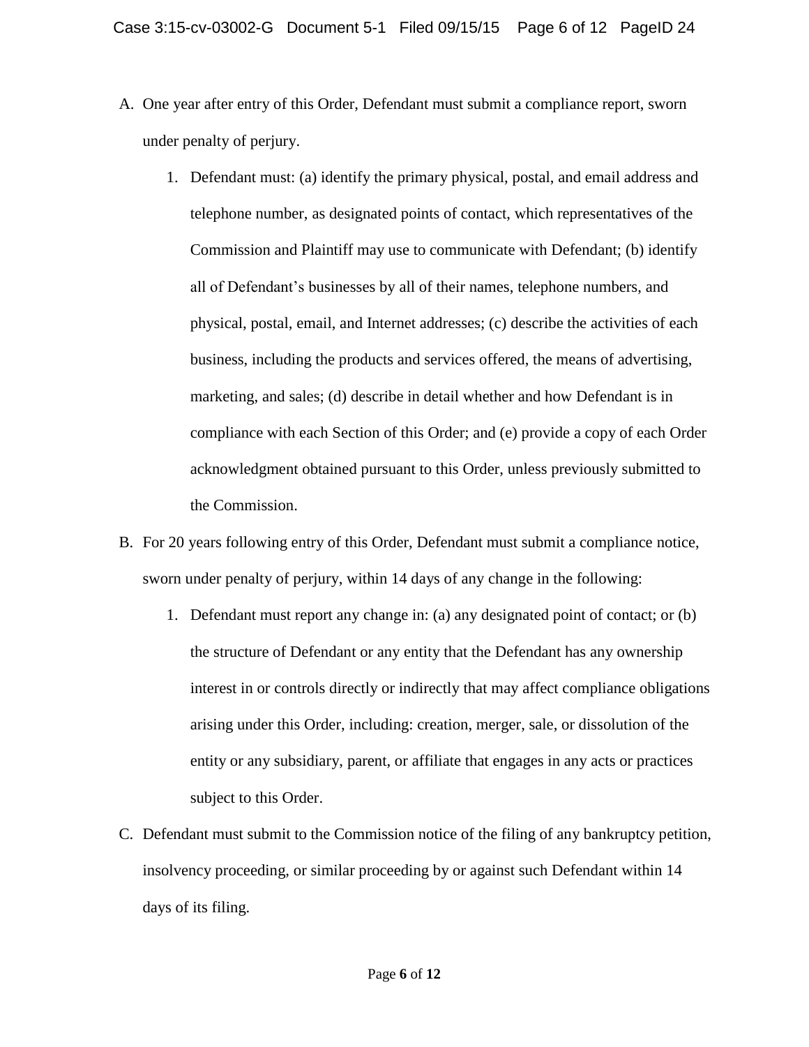A. One year after entry of this Order, Defendant must submit a compliance report, sworn under penalty of perjury.

    1. Defendant must: (a) identify the primary physical, postal, and email address and telephone number, as designated points of contact, which representatives of the Commission and Plaintiff may use to communicate with Defendant; (b) identify all of Defendant's businesses by all of their names, telephone numbers, and physical, postal, email, and Internet addresses; (c) describe the activities of each business, including the products and services offered, the means of advertising, marketing, and sales; (d) describe in detail whether and how Defendant is in compliance with each Section of this Order; and (e) provide a copy of each Order acknowledgment obtained pursuant to this Order, unless previously submitted to the Commission.

B. For 20 years following entry of this Order, Defendant must submit a compliance notice, sworn under penalty of perjury, within 14 days of any change in the following:

    1. Defendant must report any change in: (a) any designated point of contact; or (b) the structure of Defendant or any entity that the Defendant has any ownership interest in or controls directly or indirectly that may affect compliance obligations arising under this Order, including: creation, merger, sale, or dissolution of the entity or any subsidiary, parent, or affiliate that engages in any acts or practices subject to this Order.

C. Defendant must submit to the Commission notice of the filing of any bankruptcy petition, insolvency proceeding, or similar proceeding by or against such Defendant within 14 days of its filing.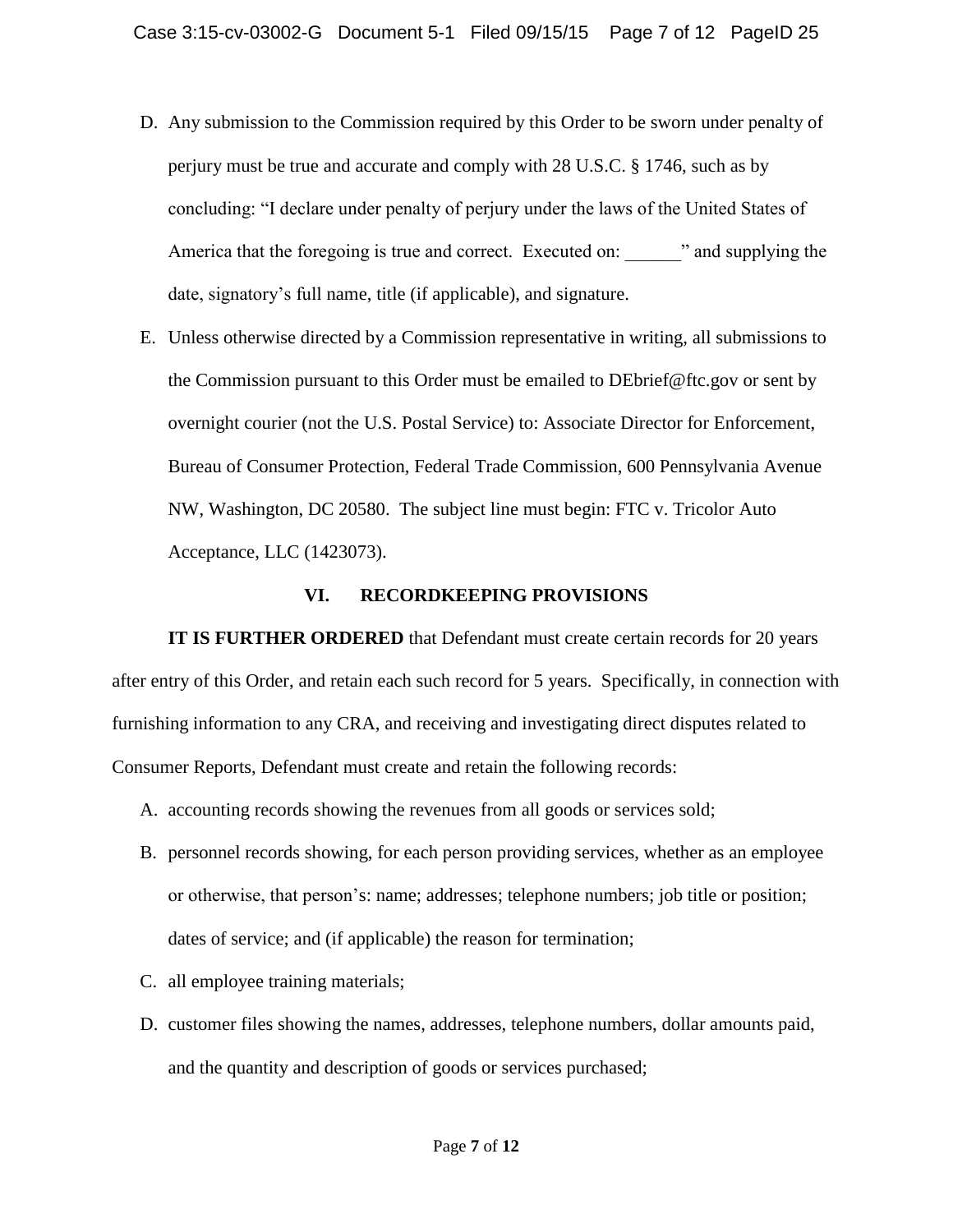D. Any submission to the Commission required by this Order to be sworn under penalty of perjury must be true and accurate and comply with 28 U.S.C. § 1746, such as by concluding: "I declare under penalty of perjury under the laws of the United States of America that the foregoing is true and correct. Executed on: ______" and supplying the date, signatory's full name, title (if applicable), and signature.

E. Unless otherwise directed by a Commission representative in writing, all submissions to the Commission pursuant to this Order must be emailed to DEbrief@ftc.gov or sent by overnight courier (not the U.S. Postal Service) to: Associate Director for Enforcement, Bureau of Consumer Protection, Federal Trade Commission, 600 Pennsylvania Avenue NW, Washington, DC 20580. The subject line must begin: FTC v. Tricolor Auto Acceptance, LLC (1423073).

## VI. RECORDKEEPING PROVISIONS

**IT IS FURTHER ORDERED** that Defendant must create certain records for 20 years after entry of this Order, and retain each such record for 5 years. Specifically, in connection with furnishing information to any CRA, and receiving and investigating direct disputes related to Consumer Reports, Defendant must create and retain the following records:

A. accounting records showing the revenues from all goods or services sold;

B. personnel records showing, for each person providing services, whether as an employee or otherwise, that person's: name; addresses; telephone numbers; job title or position; dates of service; and (if applicable) the reason for termination;

C. all employee training materials;

D. customer files showing the names, addresses, telephone numbers, dollar amounts paid, and the quantity and description of goods or services purchased;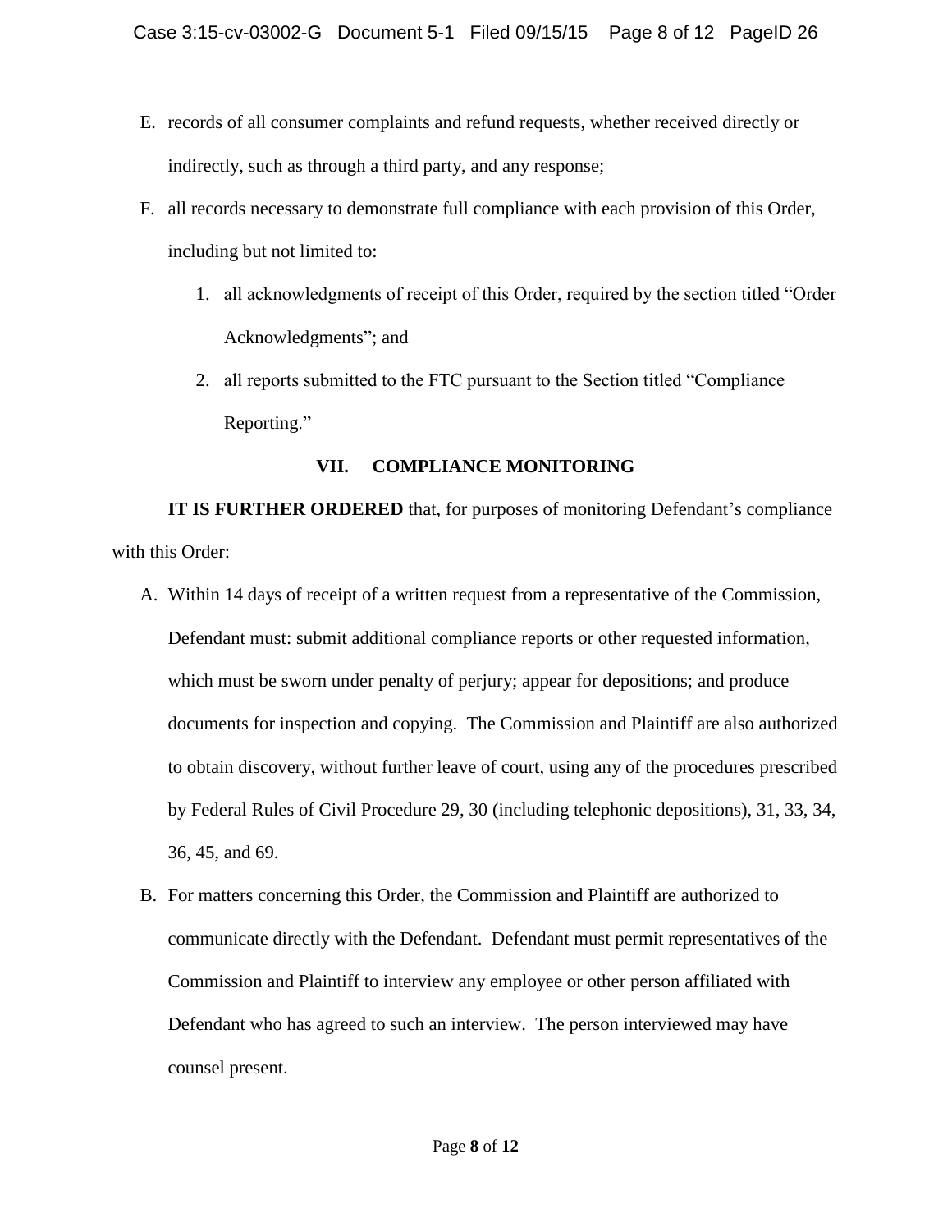E. records of all consumer complaints and refund requests, whether received directly or indirectly, such as through a third party, and any response;

F. all records necessary to demonstrate full compliance with each provision of this Order, including but not limited to:

   1. all acknowledgments of receipt of this Order, required by the section titled "Order Acknowledgments"; and

   2. all reports submitted to the FTC pursuant to the Section titled "Compliance Reporting."

## VII. COMPLIANCE MONITORING

**IT IS FURTHER ORDERED** that, for purposes of monitoring Defendant's compliance with this Order:

A. Within 14 days of receipt of a written request from a representative of the Commission, Defendant must: submit additional compliance reports or other requested information, which must be sworn under penalty of perjury; appear for depositions; and produce documents for inspection and copying. The Commission and Plaintiff are also authorized to obtain discovery, without further leave of court, using any of the procedures prescribed by Federal Rules of Civil Procedure 29, 30 (including telephonic depositions), 31, 33, 34, 36, 45, and 69.

B. For matters concerning this Order, the Commission and Plaintiff are authorized to communicate directly with the Defendant. Defendant must permit representatives of the Commission and Plaintiff to interview any employee or other person affiliated with Defendant who has agreed to such an interview. The person interviewed may have counsel present.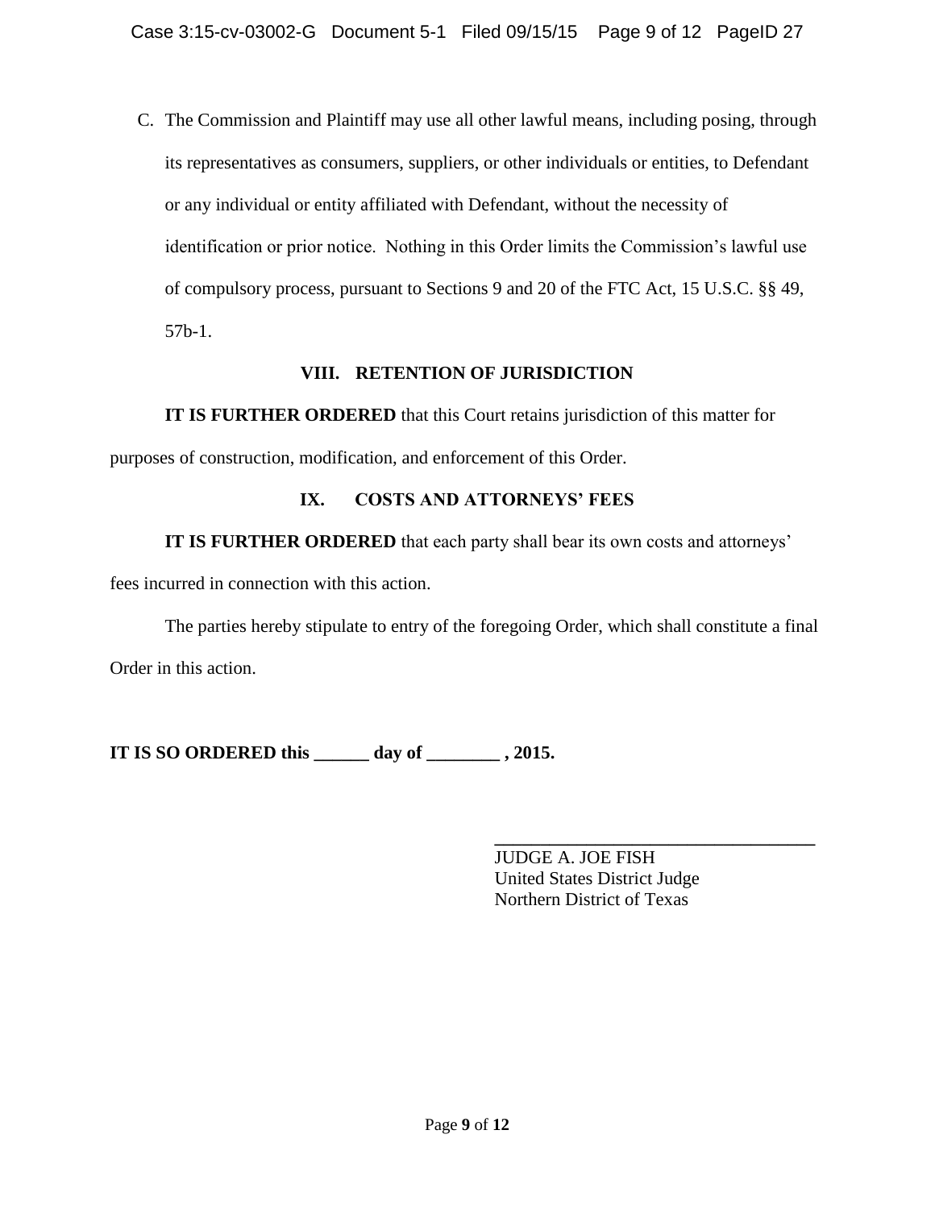C. The Commission and Plaintiff may use all other lawful means, including posing, through its representatives as consumers, suppliers, or other individuals or entities, to Defendant or any individual or entity affiliated with Defendant, without the necessity of identification or prior notice. Nothing in this Order limits the Commission's lawful use of compulsory process, pursuant to Sections 9 and 20 of the FTC Act, 15 U.S.C. §§ 49, 57b-1.

## VIII. RETENTION OF JURISDICTION

**IT IS FURTHER ORDERED** that this Court retains jurisdiction of this matter for purposes of construction, modification, and enforcement of this Order.

## IX. COSTS AND ATTORNEYS' FEES

**IT IS FURTHER ORDERED** that each party shall bear its own costs and attorneys' fees incurred in connection with this action.

The parties hereby stipulate to entry of the foregoing Order, which shall constitute a final Order in this action.

**IT IS SO ORDERED this ______ day of ________ , 2015.**

___________________________________
JUDGE A. JOE FISH
United States District Judge
Northern District of Texas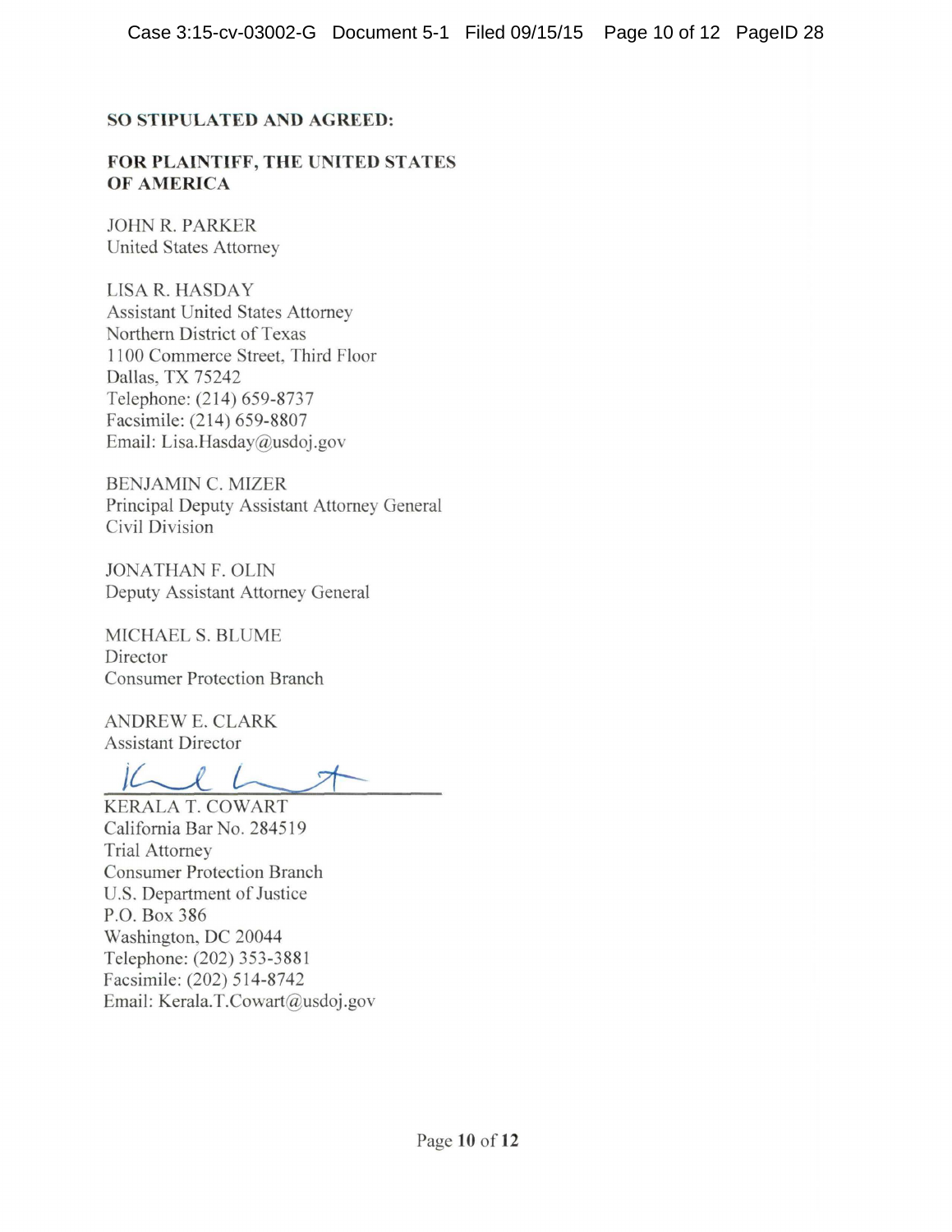**SO STIPULATED AND AGREED:**

**FOR PLAINTIFF, THE UNITED STATES OF AMERICA**

JOHN R. PARKER
United States Attorney

LISA R. HASDAY
Assistant United States Attorney
Northern District of Texas
1100 Commerce Street, Third Floor
Dallas, TX 75242
Telephone: (214) 659-8737
Facsimile: (214) 659-8807
Email: Lisa.Hasday@usdoj.gov

BENJAMIN C. MIZER
Principal Deputy Assistant Attorney General
Civil Division

JONATHAN F. OLIN
Deputy Assistant Attorney General

MICHAEL S. BLUME
Director
Consumer Protection Branch

ANDREW E. CLARK
Assistant Director

\_\_\_\_\_\_\_\_\_\_\_\_\_\_\_\_\_\_\_\_\_\_\_\_\_\_\_\_
KERALA T. COWART
California Bar No. 284519
Trial Attorney
Consumer Protection Branch
U.S. Department of Justice
P.O. Box 386
Washington, DC 20044
Telephone: (202) 353-3881
Facsimile: (202) 514-8742
Email: Kerala.T.Cowart@usdoj.gov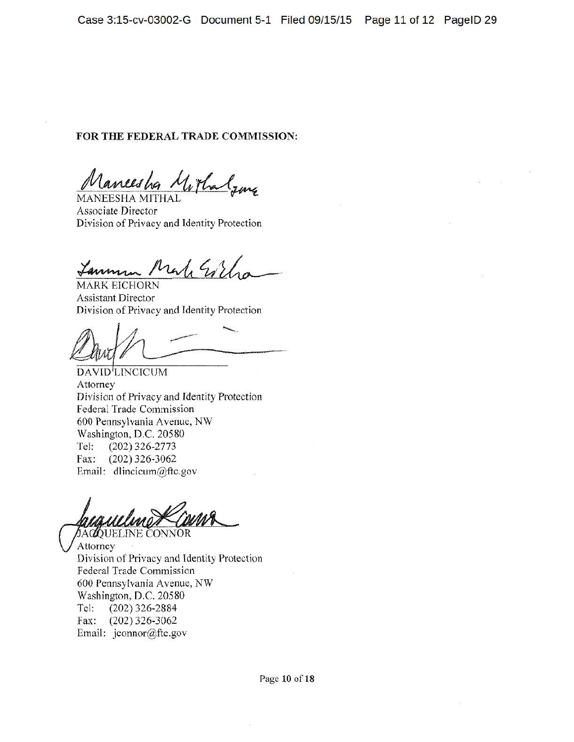**FOR THE FEDERAL TRADE COMMISSION:**

MANEESHA MITHAL
Associate Director
Division of Privacy and Identity Protection

MARK EICHORN
Assistant Director
Division of Privacy and Identity Protection

DAVID LINCICUM
Attorney
Division of Privacy and Identity Protection
Federal Trade Commission
600 Pennsylvania Avenue, NW
Washington, D.C. 20580
Tel: (202) 326-2773
Fax: (202) 326-3062
Email: dlincicum@ftc.gov

JACQUELINE CONNOR
Attorney
Division of Privacy and Identity Protection
Federal Trade Commission
600 Pennsylvania Avenue, NW
Washington, D.C. 20580
Tel: (202) 326-2884
Fax: (202) 326-3062
Email: jconnor@ftc.gov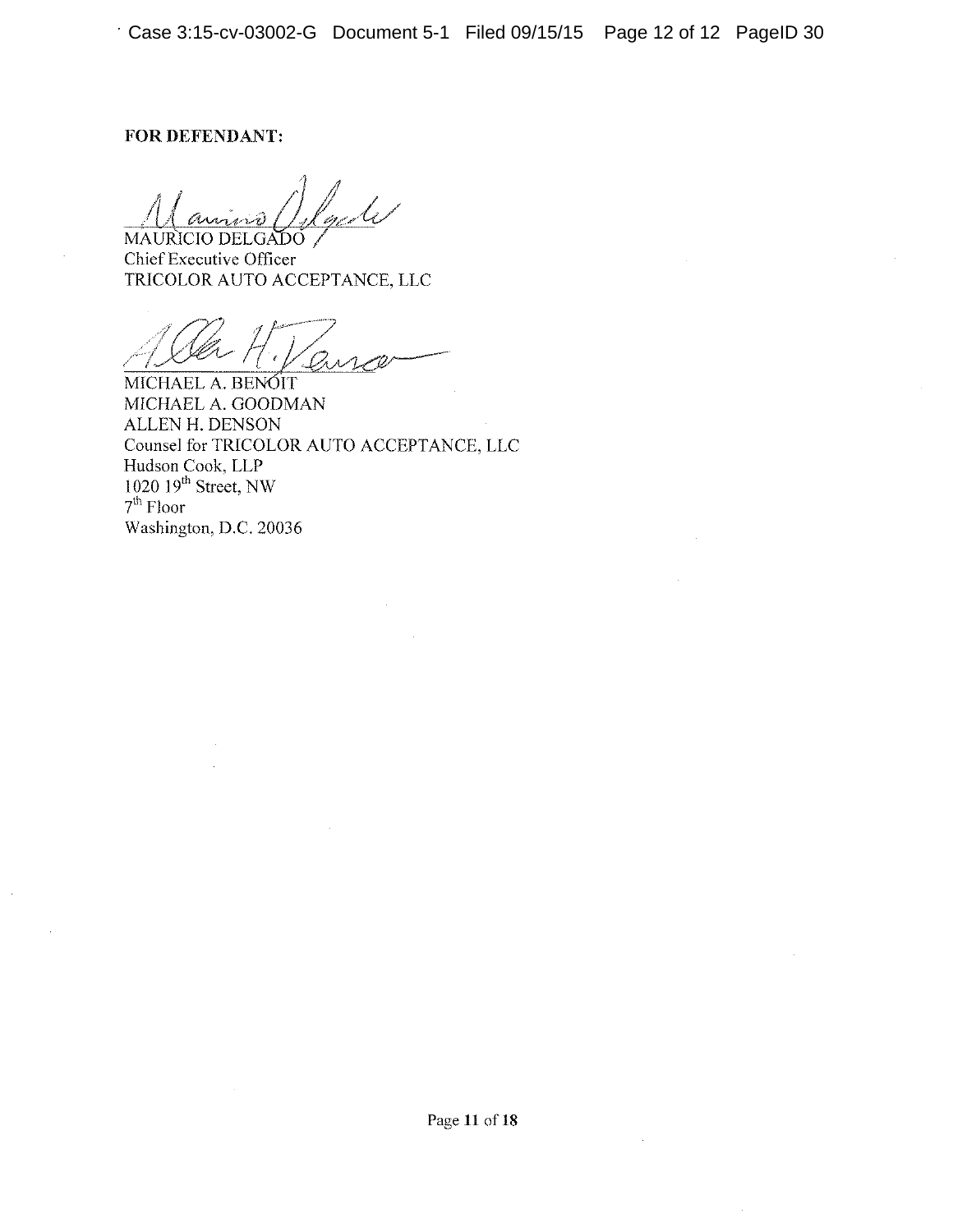**FOR DEFENDANT:**

MAURICIO DELGADO
Chief Executive Officer
TRICOLOR AUTO ACCEPTANCE, LLC

MICHAEL A. BENOIT
MICHAEL A. GOODMAN
ALLEN H. DENSON
Counsel for TRICOLOR AUTO ACCEPTANCE, LLC
Hudson Cook, LLP
1020 19th Street, NW
7th Floor
Washington, D.C. 20036